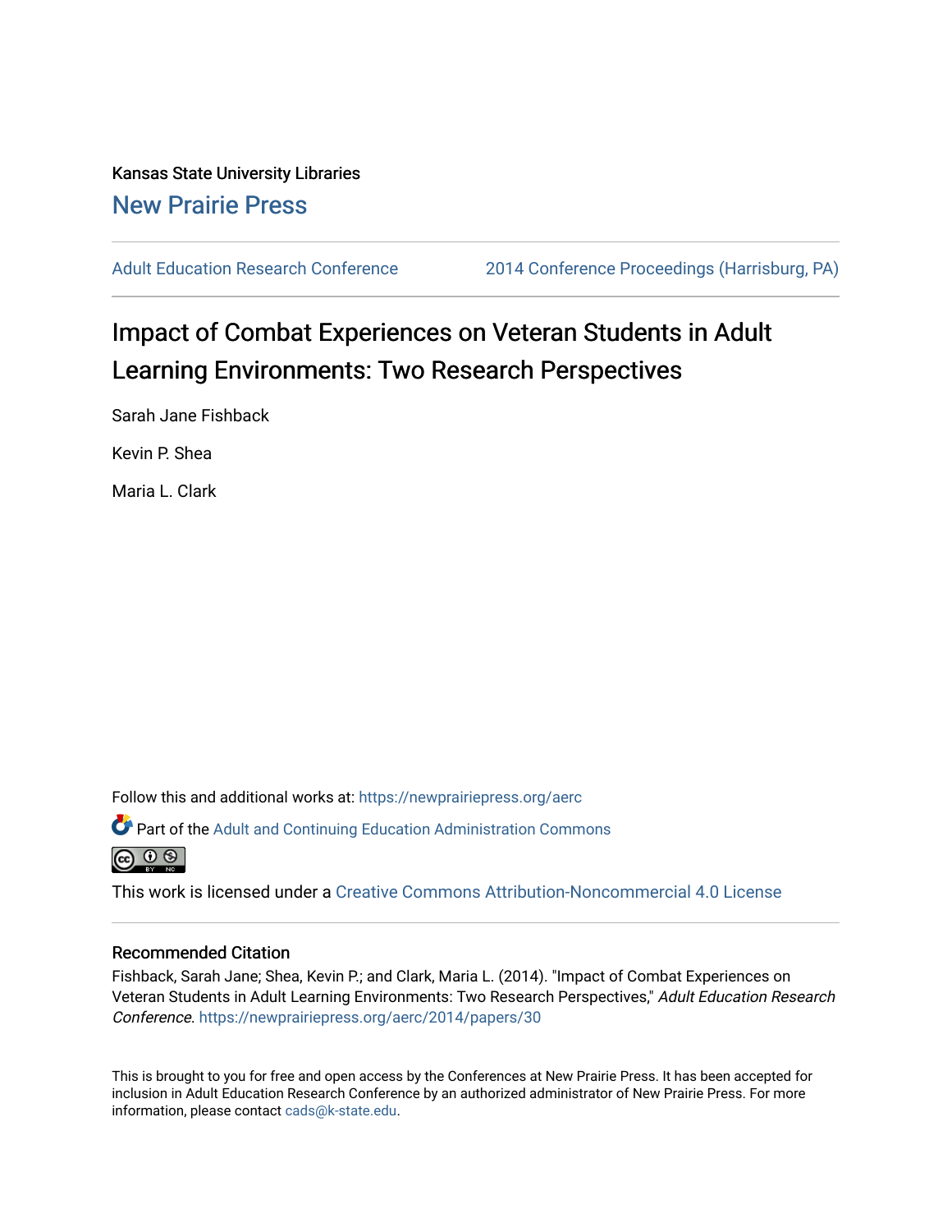Kansas State University Libraries

New Prairie Press

Adult Education Research Conference

2014 Conference Proceedings (Harrisburg, PA)

# Impact of Combat Experiences on Veteran Students in Adult Learning Environments: Two Research Perspectives

Sarah Jane Fishback

Kevin P. Shea

Maria L. Clark

Follow this and additional works at: https://newprairiepress.org/aerc

Part of the Adult and Continuing Education Administration Commons

This work is licensed under a Creative Commons Attribution-Noncommercial 4.0 License

## Recommended Citation

Fishback, Sarah Jane; Shea, Kevin P.; and Clark, Maria L. (2014). "Impact of Combat Experiences on Veteran Students in Adult Learning Environments: Two Research Perspectives," *Adult Education Research Conference*. https://newprairiepress.org/aerc/2014/papers/30

This is brought to you for free and open access by the Conferences at New Prairie Press. It has been accepted for inclusion in Adult Education Research Conference by an authorized administrator of New Prairie Press. For more information, please contact cads@k-state.edu.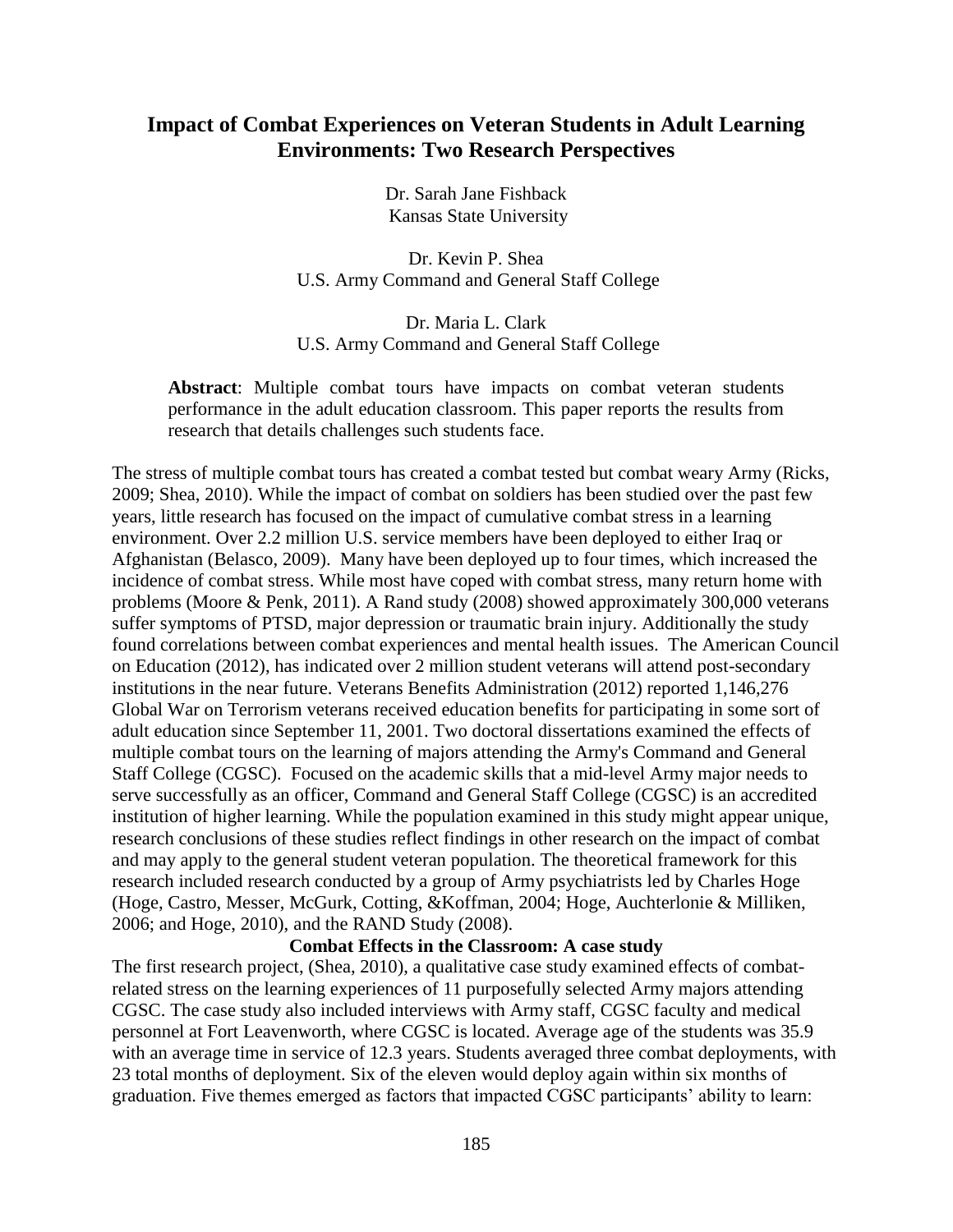# Impact of Combat Experiences on Veteran Students in Adult Learning Environments: Two Research Perspectives

Dr. Sarah Jane Fishback
Kansas State University

Dr. Kevin P. Shea
U.S. Army Command and General Staff College

Dr. Maria L. Clark
U.S. Army Command and General Staff College

> **Abstract**: Multiple combat tours have impacts on combat veteran students performance in the adult education classroom. This paper reports the results from research that details challenges such students face.

The stress of multiple combat tours has created a combat tested but combat weary Army (Ricks, 2009; Shea, 2010). While the impact of combat on soldiers has been studied over the past few years, little research has focused on the impact of cumulative combat stress in a learning environment. Over 2.2 million U.S. service members have been deployed to either Iraq or Afghanistan (Belasco, 2009). Many have been deployed up to four times, which increased the incidence of combat stress. While most have coped with combat stress, many return home with problems (Moore & Penk, 2011). A Rand study (2008) showed approximately 300,000 veterans suffer symptoms of PTSD, major depression or traumatic brain injury. Additionally the study found correlations between combat experiences and mental health issues. The American Council on Education (2012), has indicated over 2 million student veterans will attend post-secondary institutions in the near future. Veterans Benefits Administration (2012) reported 1,146,276 Global War on Terrorism veterans received education benefits for participating in some sort of adult education since September 11, 2001. Two doctoral dissertations examined the effects of multiple combat tours on the learning of majors attending the Army's Command and General Staff College (CGSC). Focused on the academic skills that a mid-level Army major needs to serve successfully as an officer, Command and General Staff College (CGSC) is an accredited institution of higher learning. While the population examined in this study might appear unique, research conclusions of these studies reflect findings in other research on the impact of combat and may apply to the general student veteran population. The theoretical framework for this research included research conducted by a group of Army psychiatrists led by Charles Hoge (Hoge, Castro, Messer, McGurk, Cotting, &Koffman, 2004; Hoge, Auchterlonie & Milliken, 2006; and Hoge, 2010), and the RAND Study (2008).

## Combat Effects in the Classroom: A case study

The first research project, (Shea, 2010), a qualitative case study examined effects of combat-related stress on the learning experiences of 11 purposefully selected Army majors attending CGSC. The case study also included interviews with Army staff, CGSC faculty and medical personnel at Fort Leavenworth, where CGSC is located. Average age of the students was 35.9 with an average time in service of 12.3 years. Students averaged three combat deployments, with 23 total months of deployment. Six of the eleven would deploy again within six months of graduation. Five themes emerged as factors that impacted CGSC participants' ability to learn: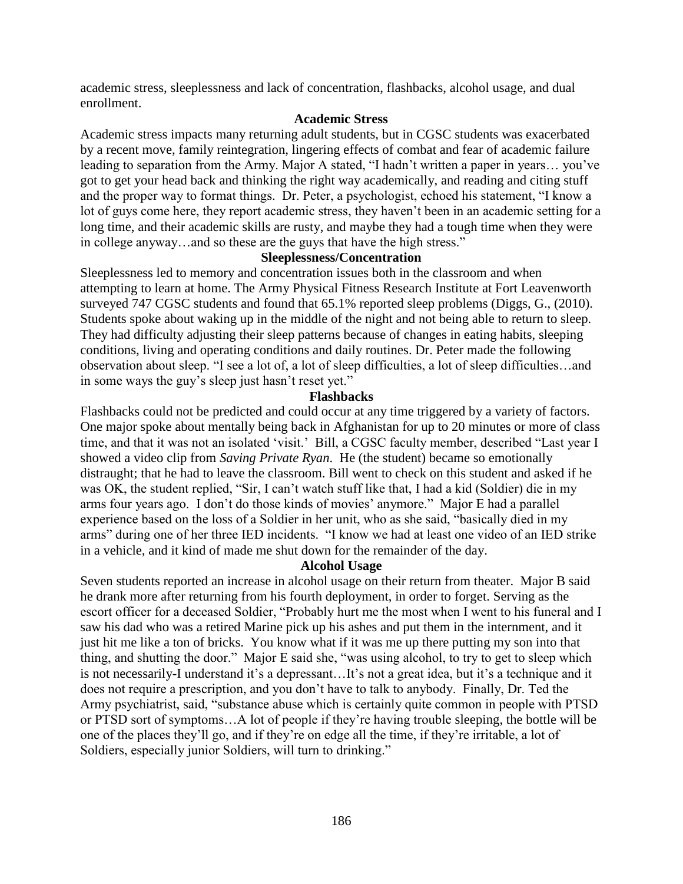academic stress, sleeplessness and lack of concentration, flashbacks, alcohol usage, and dual enrollment.

### Academic Stress

Academic stress impacts many returning adult students, but in CGSC students was exacerbated by a recent move, family reintegration, lingering effects of combat and fear of academic failure leading to separation from the Army. Major A stated, "I hadn't written a paper in years… you've got to get your head back and thinking the right way academically, and reading and citing stuff and the proper way to format things. Dr. Peter, a psychologist, echoed his statement, "I know a lot of guys come here, they report academic stress, they haven't been in an academic setting for a long time, and their academic skills are rusty, and maybe they had a tough time when they were in college anyway…and so these are the guys that have the high stress."

### Sleeplessness/Concentration

Sleeplessness led to memory and concentration issues both in the classroom and when attempting to learn at home. The Army Physical Fitness Research Institute at Fort Leavenworth surveyed 747 CGSC students and found that 65.1% reported sleep problems (Diggs, G., (2010). Students spoke about waking up in the middle of the night and not being able to return to sleep. They had difficulty adjusting their sleep patterns because of changes in eating habits, sleeping conditions, living and operating conditions and daily routines. Dr. Peter made the following observation about sleep. "I see a lot of, a lot of sleep difficulties, a lot of sleep difficulties…and in some ways the guy's sleep just hasn't reset yet."

### Flashbacks

Flashbacks could not be predicted and could occur at any time triggered by a variety of factors. One major spoke about mentally being back in Afghanistan for up to 20 minutes or more of class time, and that it was not an isolated 'visit.' Bill, a CGSC faculty member, described "Last year I showed a video clip from *Saving Private Ryan*. He (the student) became so emotionally distraught; that he had to leave the classroom. Bill went to check on this student and asked if he was OK, the student replied, "Sir, I can't watch stuff like that, I had a kid (Soldier) die in my arms four years ago. I don't do those kinds of movies' anymore." Major E had a parallel experience based on the loss of a Soldier in her unit, who as she said, "basically died in my arms" during one of her three IED incidents. "I know we had at least one video of an IED strike in a vehicle, and it kind of made me shut down for the remainder of the day.

### Alcohol Usage

Seven students reported an increase in alcohol usage on their return from theater. Major B said he drank more after returning from his fourth deployment, in order to forget. Serving as the escort officer for a deceased Soldier, "Probably hurt me the most when I went to his funeral and I saw his dad who was a retired Marine pick up his ashes and put them in the internment, and it just hit me like a ton of bricks. You know what if it was me up there putting my son into that thing, and shutting the door." Major E said she, "was using alcohol, to try to get to sleep which is not necessarily-I understand it's a depressant…It's not a great idea, but it's a technique and it does not require a prescription, and you don't have to talk to anybody. Finally, Dr. Ted the Army psychiatrist, said, "substance abuse which is certainly quite common in people with PTSD or PTSD sort of symptoms…A lot of people if they're having trouble sleeping, the bottle will be one of the places they'll go, and if they're on edge all the time, if they're irritable, a lot of Soldiers, especially junior Soldiers, will turn to drinking."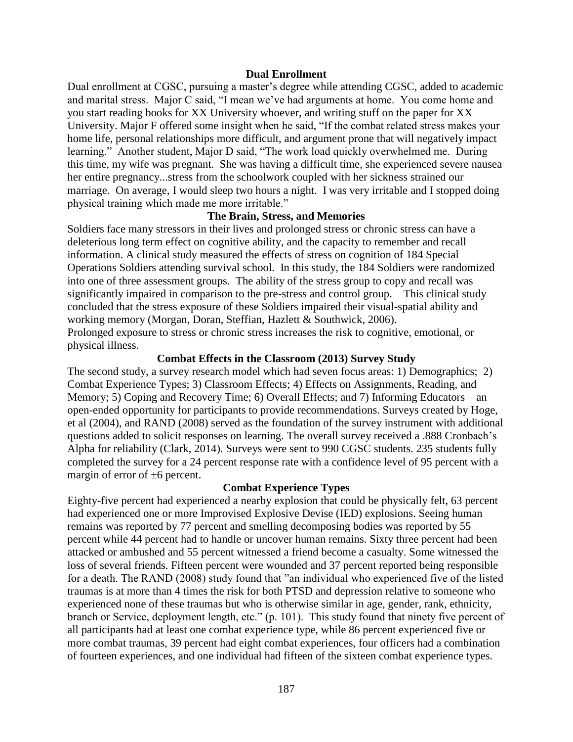## Dual Enrollment

Dual enrollment at CGSC, pursuing a master's degree while attending CGSC, added to academic and marital stress. Major C said, "I mean we've had arguments at home. You come home and you start reading books for XX University whoever, and writing stuff on the paper for XX University. Major F offered some insight when he said, "If the combat related stress makes your home life, personal relationships more difficult, and argument prone that will negatively impact learning." Another student, Major D said, "The work load quickly overwhelmed me. During this time, my wife was pregnant. She was having a difficult time, she experienced severe nausea her entire pregnancy...stress from the schoolwork coupled with her sickness strained our marriage. On average, I would sleep two hours a night. I was very irritable and I stopped doing physical training which made me more irritable."

## The Brain, Stress, and Memories

Soldiers face many stressors in their lives and prolonged stress or chronic stress can have a deleterious long term effect on cognitive ability, and the capacity to remember and recall information. A clinical study measured the effects of stress on cognition of 184 Special Operations Soldiers attending survival school. In this study, the 184 Soldiers were randomized into one of three assessment groups. The ability of the stress group to copy and recall was significantly impaired in comparison to the pre-stress and control group. This clinical study concluded that the stress exposure of these Soldiers impaired their visual-spatial ability and working memory (Morgan, Doran, Steffian, Hazlett & Southwick, 2006).

Prolonged exposure to stress or chronic stress increases the risk to cognitive, emotional, or physical illness.

## Combat Effects in the Classroom (2013) Survey Study

The second study, a survey research model which had seven focus areas: 1) Demographics; 2) Combat Experience Types; 3) Classroom Effects; 4) Effects on Assignments, Reading, and Memory; 5) Coping and Recovery Time; 6) Overall Effects; and 7) Informing Educators – an open-ended opportunity for participants to provide recommendations. Surveys created by Hoge, et al (2004), and RAND (2008) served as the foundation of the survey instrument with additional questions added to solicit responses on learning. The overall survey received a .888 Cronbach's Alpha for reliability (Clark, 2014). Surveys were sent to 990 CGSC students. 235 students fully completed the survey for a 24 percent response rate with a confidence level of 95 percent with a margin of error of ±6 percent.

## Combat Experience Types

Eighty-five percent had experienced a nearby explosion that could be physically felt, 63 percent had experienced one or more Improvised Explosive Devise (IED) explosions. Seeing human remains was reported by 77 percent and smelling decomposing bodies was reported by 55 percent while 44 percent had to handle or uncover human remains. Sixty three percent had been attacked or ambushed and 55 percent witnessed a friend become a casualty. Some witnessed the loss of several friends. Fifteen percent were wounded and 37 percent reported being responsible for a death. The RAND (2008) study found that "an individual who experienced five of the listed traumas is at more than 4 times the risk for both PTSD and depression relative to someone who experienced none of these traumas but who is otherwise similar in age, gender, rank, ethnicity, branch or Service, deployment length, etc." (p. 101). This study found that ninety five percent of all participants had at least one combat experience type, while 86 percent experienced five or more combat traumas, 39 percent had eight combat experiences, four officers had a combination of fourteen experiences, and one individual had fifteen of the sixteen combat experience types.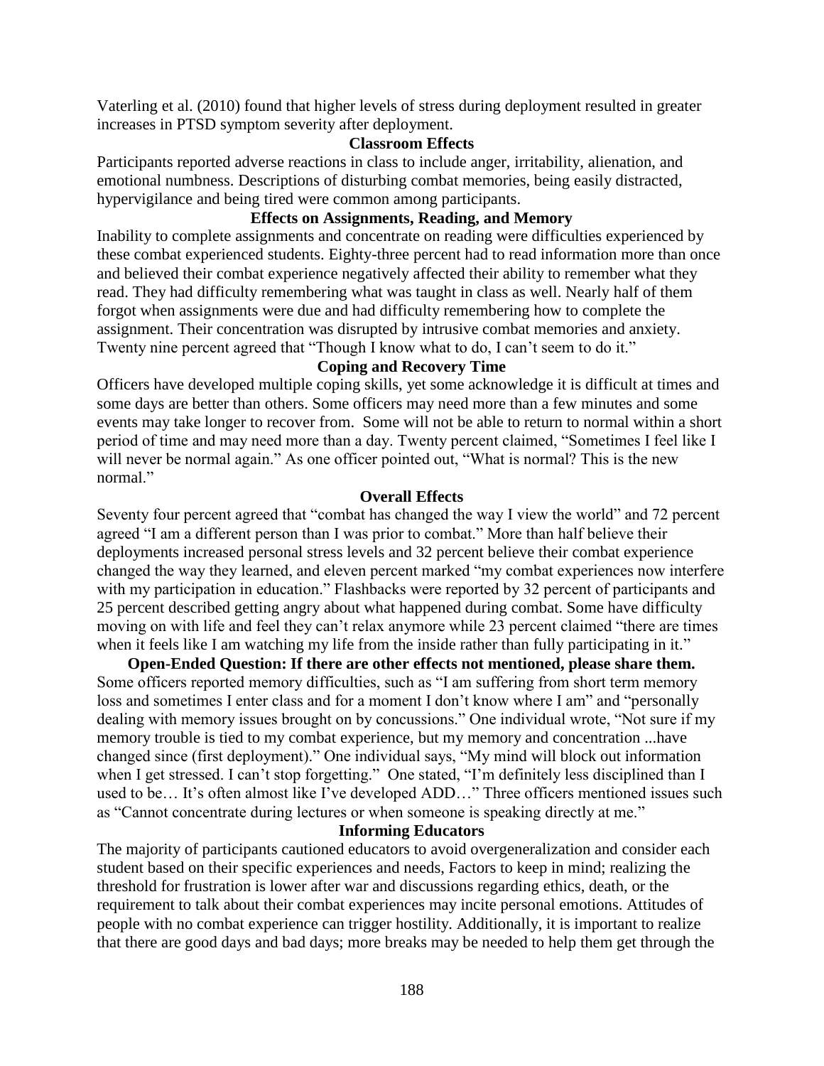Vaterling et al. (2010) found that higher levels of stress during deployment resulted in greater increases in PTSD symptom severity after deployment.

### Classroom Effects

Participants reported adverse reactions in class to include anger, irritability, alienation, and emotional numbness. Descriptions of disturbing combat memories, being easily distracted, hypervigilance and being tired were common among participants.

### Effects on Assignments, Reading, and Memory

Inability to complete assignments and concentrate on reading were difficulties experienced by these combat experienced students. Eighty-three percent had to read information more than once and believed their combat experience negatively affected their ability to remember what they read. They had difficulty remembering what was taught in class as well. Nearly half of them forgot when assignments were due and had difficulty remembering how to complete the assignment. Their concentration was disrupted by intrusive combat memories and anxiety. Twenty nine percent agreed that "Though I know what to do, I can't seem to do it."

### Coping and Recovery Time

Officers have developed multiple coping skills, yet some acknowledge it is difficult at times and some days are better than others. Some officers may need more than a few minutes and some events may take longer to recover from. Some will not be able to return to normal within a short period of time and may need more than a day. Twenty percent claimed, "Sometimes I feel like I will never be normal again." As one officer pointed out, "What is normal? This is the new normal."

### Overall Effects

Seventy four percent agreed that "combat has changed the way I view the world" and 72 percent agreed "I am a different person than I was prior to combat." More than half believe their deployments increased personal stress levels and 32 percent believe their combat experience changed the way they learned, and eleven percent marked "my combat experiences now interfere with my participation in education." Flashbacks were reported by 32 percent of participants and 25 percent described getting angry about what happened during combat. Some have difficulty moving on with life and feel they can't relax anymore while 23 percent claimed "there are times when it feels like I am watching my life from the inside rather than fully participating in it."

**Open-Ended Question: If there are other effects not mentioned, please share them.** Some officers reported memory difficulties, such as "I am suffering from short term memory loss and sometimes I enter class and for a moment I don't know where I am" and "personally dealing with memory issues brought on by concussions." One individual wrote, "Not sure if my memory trouble is tied to my combat experience, but my memory and concentration ...have changed since (first deployment)." One individual says, "My mind will block out information when I get stressed. I can't stop forgetting." One stated, "I'm definitely less disciplined than I used to be… It's often almost like I've developed ADD…" Three officers mentioned issues such as "Cannot concentrate during lectures or when someone is speaking directly at me."

### Informing Educators

The majority of participants cautioned educators to avoid overgeneralization and consider each student based on their specific experiences and needs, Factors to keep in mind; realizing the threshold for frustration is lower after war and discussions regarding ethics, death, or the requirement to talk about their combat experiences may incite personal emotions. Attitudes of people with no combat experience can trigger hostility. Additionally, it is important to realize that there are good days and bad days; more breaks may be needed to help them get through the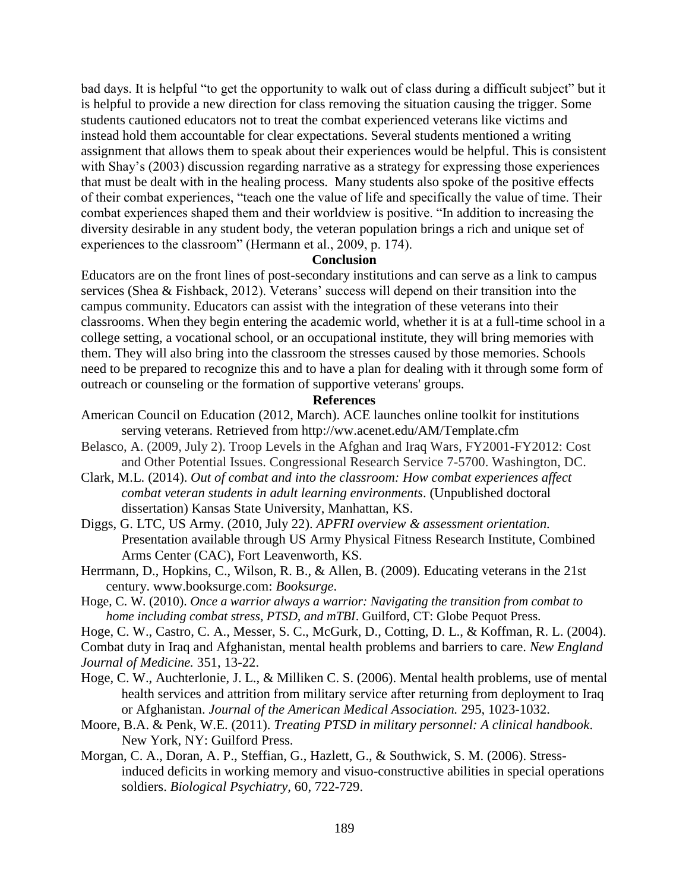bad days. It is helpful "to get the opportunity to walk out of class during a difficult subject" but it is helpful to provide a new direction for class removing the situation causing the trigger. Some students cautioned educators not to treat the combat experienced veterans like victims and instead hold them accountable for clear expectations. Several students mentioned a writing assignment that allows them to speak about their experiences would be helpful. This is consistent with Shay's (2003) discussion regarding narrative as a strategy for expressing those experiences that must be dealt with in the healing process. Many students also spoke of the positive effects of their combat experiences, "teach one the value of life and specifically the value of time. Their combat experiences shaped them and their worldview is positive. "In addition to increasing the diversity desirable in any student body, the veteran population brings a rich and unique set of experiences to the classroom" (Hermann et al., 2009, p. 174).

## Conclusion

Educators are on the front lines of post-secondary institutions and can serve as a link to campus services (Shea & Fishback, 2012). Veterans' success will depend on their transition into the campus community. Educators can assist with the integration of these veterans into their classrooms. When they begin entering the academic world, whether it is at a full-time school in a college setting, a vocational school, or an occupational institute, they will bring memories with them. They will also bring into the classroom the stresses caused by those memories. Schools need to be prepared to recognize this and to have a plan for dealing with it through some form of outreach or counseling or the formation of supportive veterans' groups.

## References

American Council on Education (2012, March). ACE launches online toolkit for institutions serving veterans. Retrieved from http://ww.acenet.edu/AM/Template.cfm

Belasco, A. (2009, July 2). Troop Levels in the Afghan and Iraq Wars, FY2001-FY2012: Cost and Other Potential Issues. Congressional Research Service 7-5700. Washington, DC.

Clark, M.L. (2014). *Out of combat and into the classroom: How combat experiences affect combat veteran students in adult learning environments*. (Unpublished doctoral dissertation) Kansas State University, Manhattan, KS.

Diggs, G. LTC, US Army. (2010, July 22). *APFRI overview & assessment orientation.* Presentation available through US Army Physical Fitness Research Institute, Combined Arms Center (CAC), Fort Leavenworth, KS.

Herrmann, D., Hopkins, C., Wilson, R. B., & Allen, B. (2009). Educating veterans in the 21st century. www.booksurge.com: *Booksurge*.

Hoge, C. W. (2010). *Once a warrior always a warrior: Navigating the transition from combat to home including combat stress, PTSD, and mTBI*. Guilford, CT: Globe Pequot Press.

Hoge, C. W., Castro, C. A., Messer, S. C., McGurk, D., Cotting, D. L., & Koffman, R. L. (2004). Combat duty in Iraq and Afghanistan, mental health problems and barriers to care. *New England Journal of Medicine.* 351, 13-22.

Hoge, C. W., Auchterlonie, J. L., & Milliken C. S. (2006). Mental health problems, use of mental health services and attrition from military service after returning from deployment to Iraq or Afghanistan. *Journal of the American Medical Association.* 295, 1023-1032.

Moore, B.A. & Penk, W.E. (2011). *Treating PTSD in military personnel: A clinical handbook*. New York, NY: Guilford Press.

Morgan, C. A., Doran, A. P., Steffian, G., Hazlett, G., & Southwick, S. M. (2006). Stress-induced deficits in working memory and visuo-constructive abilities in special operations soldiers. *Biological Psychiatry,* 60, 722-729.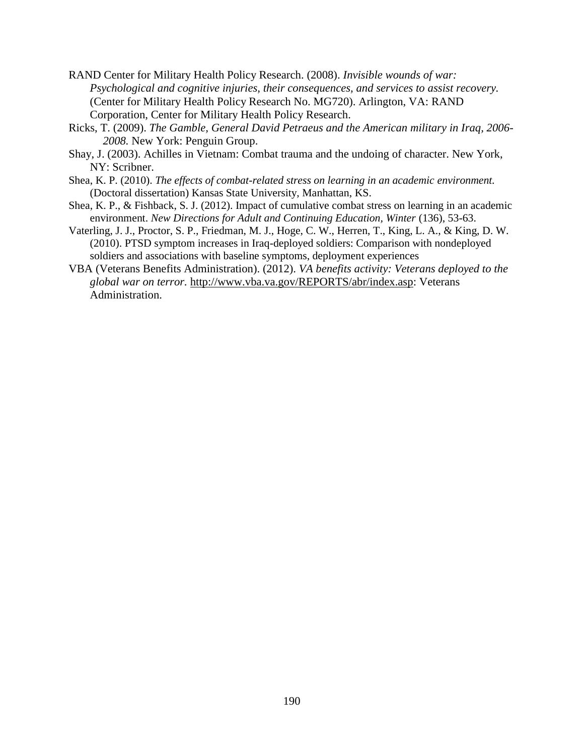RAND Center for Military Health Policy Research. (2008). *Invisible wounds of war: Psychological and cognitive injuries, their consequences, and services to assist recovery.* (Center for Military Health Policy Research No. MG720). Arlington, VA: RAND Corporation, Center for Military Health Policy Research.

Ricks, T. (2009). *The Gamble, General David Petraeus and the American military in Iraq, 2006-2008.* New York: Penguin Group.

Shay, J. (2003). Achilles in Vietnam: Combat trauma and the undoing of character. New York, NY: Scribner.

Shea, K. P. (2010). *The effects of combat-related stress on learning in an academic environment.* (Doctoral dissertation) Kansas State University, Manhattan, KS.

Shea, K. P., & Fishback, S. J. (2012). Impact of cumulative combat stress on learning in an academic environment. *New Directions for Adult and Continuing Education, Winter* (136), 53-63.

Vaterling, J. J., Proctor, S. P., Friedman, M. J., Hoge, C. W., Herren, T., King, L. A., & King, D. W. (2010). PTSD symptom increases in Iraq-deployed soldiers: Comparison with nondeployed soldiers and associations with baseline symptoms, deployment experiences

VBA (Veterans Benefits Administration). (2012). *VA benefits activity: Veterans deployed to the global war on terror.* http://www.vba.va.gov/REPORTS/abr/index.asp: Veterans Administration.